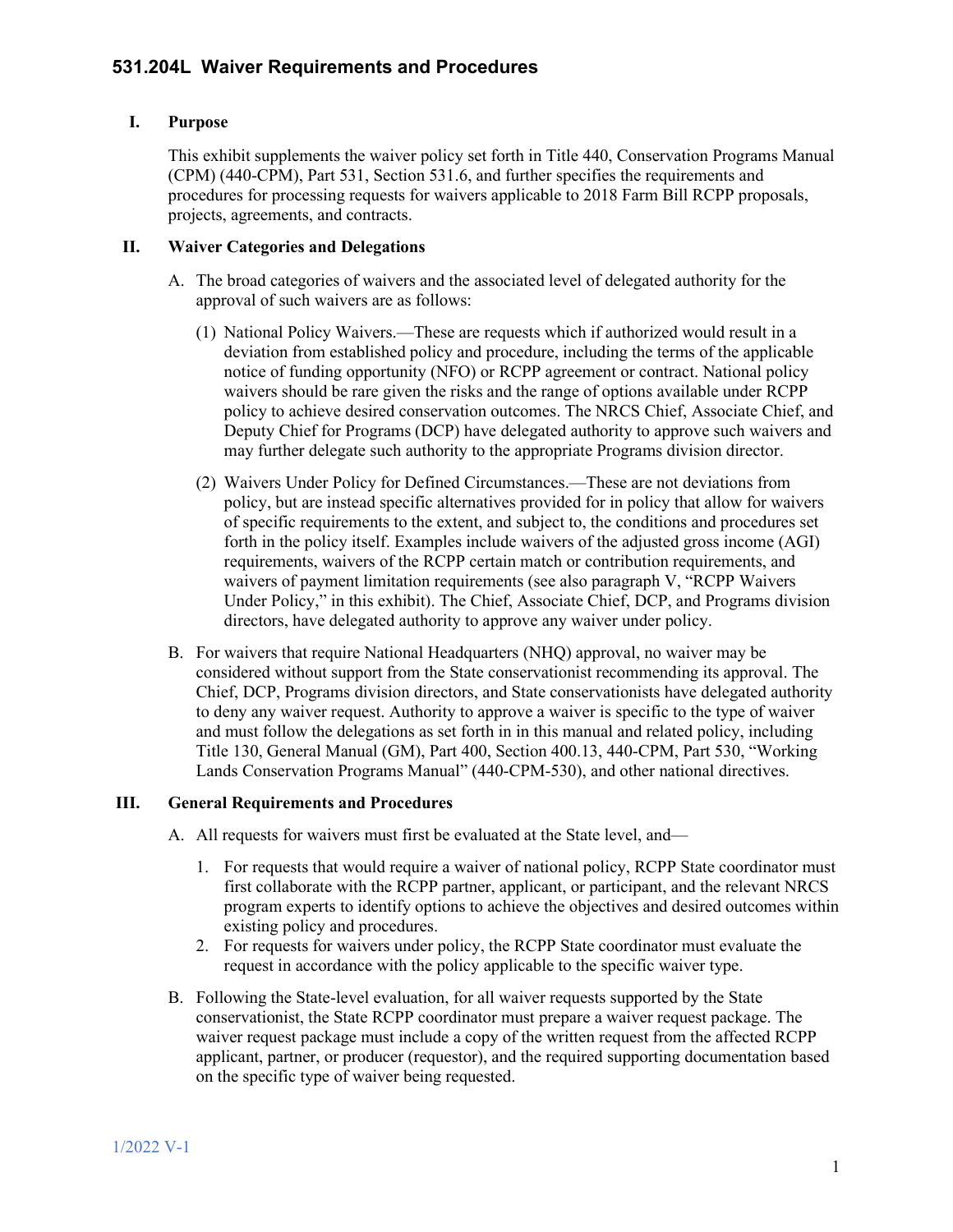# 531.204L Waiver Requirements and Procedures

## I. Purpose

This exhibit supplements the waiver policy set forth in Title 440, Conservation Programs Manual (CPM) (440-CPM), Part 531, Section 531.6, and further specifies the requirements and procedures for processing requests for waivers applicable to 2018 Farm Bill RCPP proposals, projects, agreements, and contracts.

## II. Waiver Categories and Delegations

A. The broad categories of waivers and the associated level of delegated authority for the approval of such waivers are as follows:

(1) National Policy Waivers.—These are requests which if authorized would result in a deviation from established policy and procedure, including the terms of the applicable notice of funding opportunity (NFO) or RCPP agreement or contract. National policy waivers should be rare given the risks and the range of options available under RCPP policy to achieve desired conservation outcomes. The NRCS Chief, Associate Chief, and Deputy Chief for Programs (DCP) have delegated authority to approve such waivers and may further delegate such authority to the appropriate Programs division director.

(2) Waivers Under Policy for Defined Circumstances.—These are not deviations from policy, but are instead specific alternatives provided for in policy that allow for waivers of specific requirements to the extent, and subject to, the conditions and procedures set forth in the policy itself. Examples include waivers of the adjusted gross income (AGI) requirements, waivers of the RCPP certain match or contribution requirements, and waivers of payment limitation requirements (see also paragraph V, "RCPP Waivers Under Policy," in this exhibit). The Chief, Associate Chief, DCP, and Programs division directors, have delegated authority to approve any waiver under policy.

B. For waivers that require National Headquarters (NHQ) approval, no waiver may be considered without support from the State conservationist recommending its approval. The Chief, DCP, Programs division directors, and State conservationists have delegated authority to deny any waiver request. Authority to approve a waiver is specific to the type of waiver and must follow the delegations as set forth in in this manual and related policy, including Title 130, General Manual (GM), Part 400, Section 400.13, 440-CPM, Part 530, "Working Lands Conservation Programs Manual" (440-CPM-530), and other national directives.

## III. General Requirements and Procedures

A. All requests for waivers must first be evaluated at the State level, and—

1. For requests that would require a waiver of national policy, RCPP State coordinator must first collaborate with the RCPP partner, applicant, or participant, and the relevant NRCS program experts to identify options to achieve the objectives and desired outcomes within existing policy and procedures.
2. For requests for waivers under policy, the RCPP State coordinator must evaluate the request in accordance with the policy applicable to the specific waiver type.

B. Following the State-level evaluation, for all waiver requests supported by the State conservationist, the State RCPP coordinator must prepare a waiver request package. The waiver request package must include a copy of the written request from the affected RCPP applicant, partner, or producer (requestor), and the required supporting documentation based on the specific type of waiver being requested.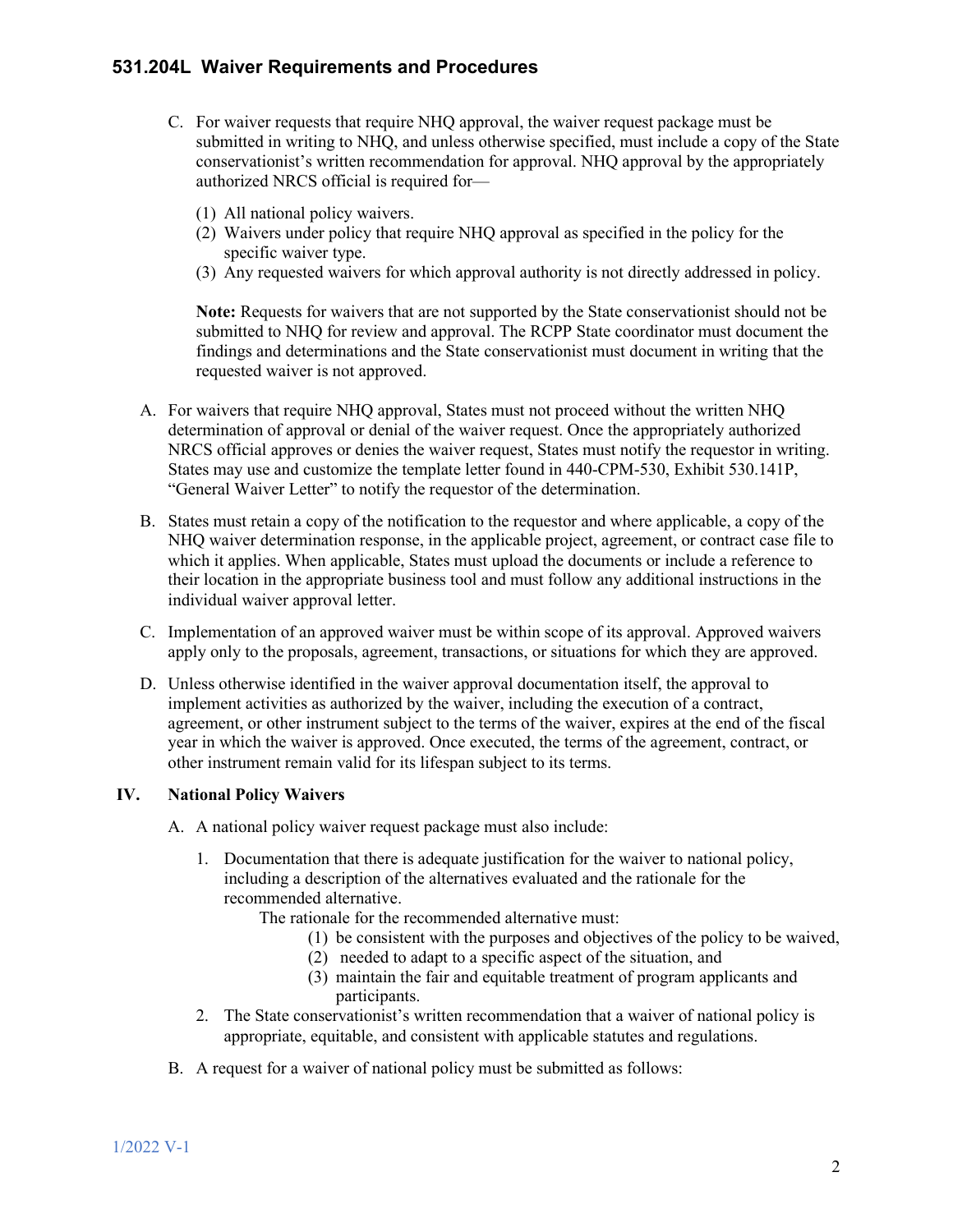C. For waiver requests that require NHQ approval, the waiver request package must be submitted in writing to NHQ, and unless otherwise specified, must include a copy of the State conservationist's written recommendation for approval. NHQ approval by the appropriately authorized NRCS official is required for—

   (1) All national policy waivers.
   (2) Waivers under policy that require NHQ approval as specified in the policy for the specific waiver type.
   (3) Any requested waivers for which approval authority is not directly addressed in policy.

   **Note:** Requests for waivers that are not supported by the State conservationist should not be submitted to NHQ for review and approval. The RCPP State coordinator must document the findings and determinations and the State conservationist must document in writing that the requested waiver is not approved.

A. For waivers that require NHQ approval, States must not proceed without the written NHQ determination of approval or denial of the waiver request. Once the appropriately authorized NRCS official approves or denies the waiver request, States must notify the requestor in writing. States may use and customize the template letter found in 440-CPM-530, Exhibit 530.141P, "General Waiver Letter" to notify the requestor of the determination.

B. States must retain a copy of the notification to the requestor and where applicable, a copy of the NHQ waiver determination response, in the applicable project, agreement, or contract case file to which it applies. When applicable, States must upload the documents or include a reference to their location in the appropriate business tool and must follow any additional instructions in the individual waiver approval letter.

C. Implementation of an approved waiver must be within scope of its approval. Approved waivers apply only to the proposals, agreement, transactions, or situations for which they are approved.

D. Unless otherwise identified in the waiver approval documentation itself, the approval to implement activities as authorized by the waiver, including the execution of a contract, agreement, or other instrument subject to the terms of the waiver, expires at the end of the fiscal year in which the waiver is approved. Once executed, the terms of the agreement, contract, or other instrument remain valid for its lifespan subject to its terms.

## IV. National Policy Waivers

A. A national policy waiver request package must also include:

   1. Documentation that there is adequate justification for the waiver to national policy, including a description of the alternatives evaluated and the rationale for the recommended alternative.

      The rationale for the recommended alternative must:

      (1) be consistent with the purposes and objectives of the policy to be waived,
      (2) needed to adapt to a specific aspect of the situation, and
      (3) maintain the fair and equitable treatment of program applicants and participants.

   2. The State conservationist's written recommendation that a waiver of national policy is appropriate, equitable, and consistent with applicable statutes and regulations.

B. A request for a waiver of national policy must be submitted as follows: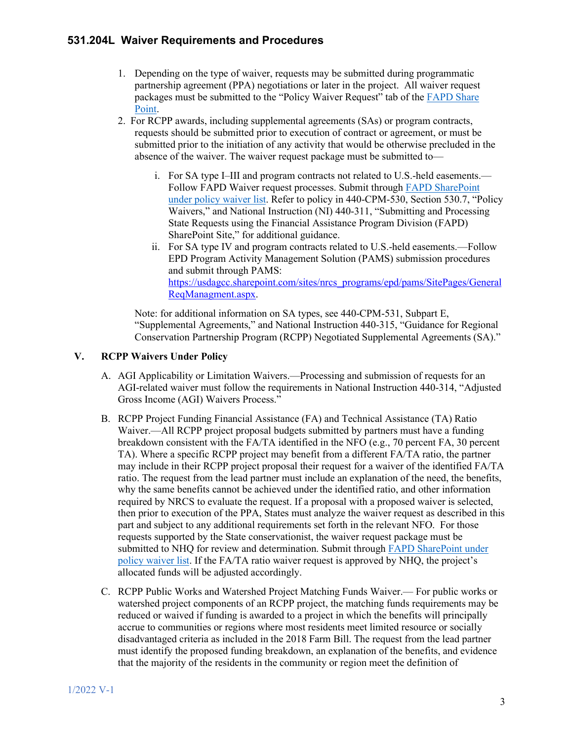1. Depending on the type of waiver, requests may be submitted during programmatic partnership agreement (PPA) negotiations or later in the project. All waiver request packages must be submitted to the "Policy Waiver Request" tab of the [FAPD Share Point](FAPD Share Point).
2. For RCPP awards, including supplemental agreements (SAs) or program contracts, requests should be submitted prior to execution of contract or agreement, or must be submitted prior to the initiation of any activity that would be otherwise precluded in the absence of the waiver. The waiver request package must be submitted to—

   i. For SA type I–III and program contracts not related to U.S.-held easements.—Follow FAPD Waiver request processes. Submit through [FAPD SharePoint under policy waiver list](FAPD SharePoint under policy waiver list). Refer to policy in 440-CPM-530, Section 530.7, "Policy Waivers," and National Instruction (NI) 440-311, "Submitting and Processing State Requests using the Financial Assistance Program Division (FAPD) SharePoint Site," for additional guidance.

   ii. For SA type IV and program contracts related to U.S.-held easements.—Follow EPD Program Activity Management Solution (PAMS) submission procedures and submit through PAMS: [https://usdagcc.sharepoint.com/sites/nrcs_programs/epd/pams/SitePages/GeneralReqManagment.aspx](https://usdagcc.sharepoint.com/sites/nrcs_programs/epd/pams/SitePages/GeneralReqManagment.aspx).

   Note: for additional information on SA types, see 440-CPM-531, Subpart E, "Supplemental Agreements," and National Instruction 440-315, "Guidance for Regional Conservation Partnership Program (RCPP) Negotiated Supplemental Agreements (SA)."

## V. RCPP Waivers Under Policy

A. AGI Applicability or Limitation Waivers.—Processing and submission of requests for an AGI-related waiver must follow the requirements in National Instruction 440-314, "Adjusted Gross Income (AGI) Waivers Process."

B. RCPP Project Funding Financial Assistance (FA) and Technical Assistance (TA) Ratio Waiver.—All RCPP project proposal budgets submitted by partners must have a funding breakdown consistent with the FA/TA identified in the NFO (e.g., 70 percent FA, 30 percent TA). Where a specific RCPP project may benefit from a different FA/TA ratio, the partner may include in their RCPP project proposal their request for a waiver of the identified FA/TA ratio. The request from the lead partner must include an explanation of the need, the benefits, why the same benefits cannot be achieved under the identified ratio, and other information required by NRCS to evaluate the request. If a proposal with a proposed waiver is selected, then prior to execution of the PPA, States must analyze the waiver request as described in this part and subject to any additional requirements set forth in the relevant NFO. For those requests supported by the State conservationist, the waiver request package must be submitted to NHQ for review and determination. Submit through [FAPD SharePoint under policy waiver list](FAPD SharePoint under policy waiver list). If the FA/TA ratio waiver request is approved by NHQ, the project's allocated funds will be adjusted accordingly.

C. RCPP Public Works and Watershed Project Matching Funds Waiver.— For public works or watershed project components of an RCPP project, the matching funds requirements may be reduced or waived if funding is awarded to a project in which the benefits will principally accrue to communities or regions where most residents meet limited resource or socially disadvantaged criteria as included in the 2018 Farm Bill. The request from the lead partner must identify the proposed funding breakdown, an explanation of the benefits, and evidence that the majority of the residents in the community or region meet the definition of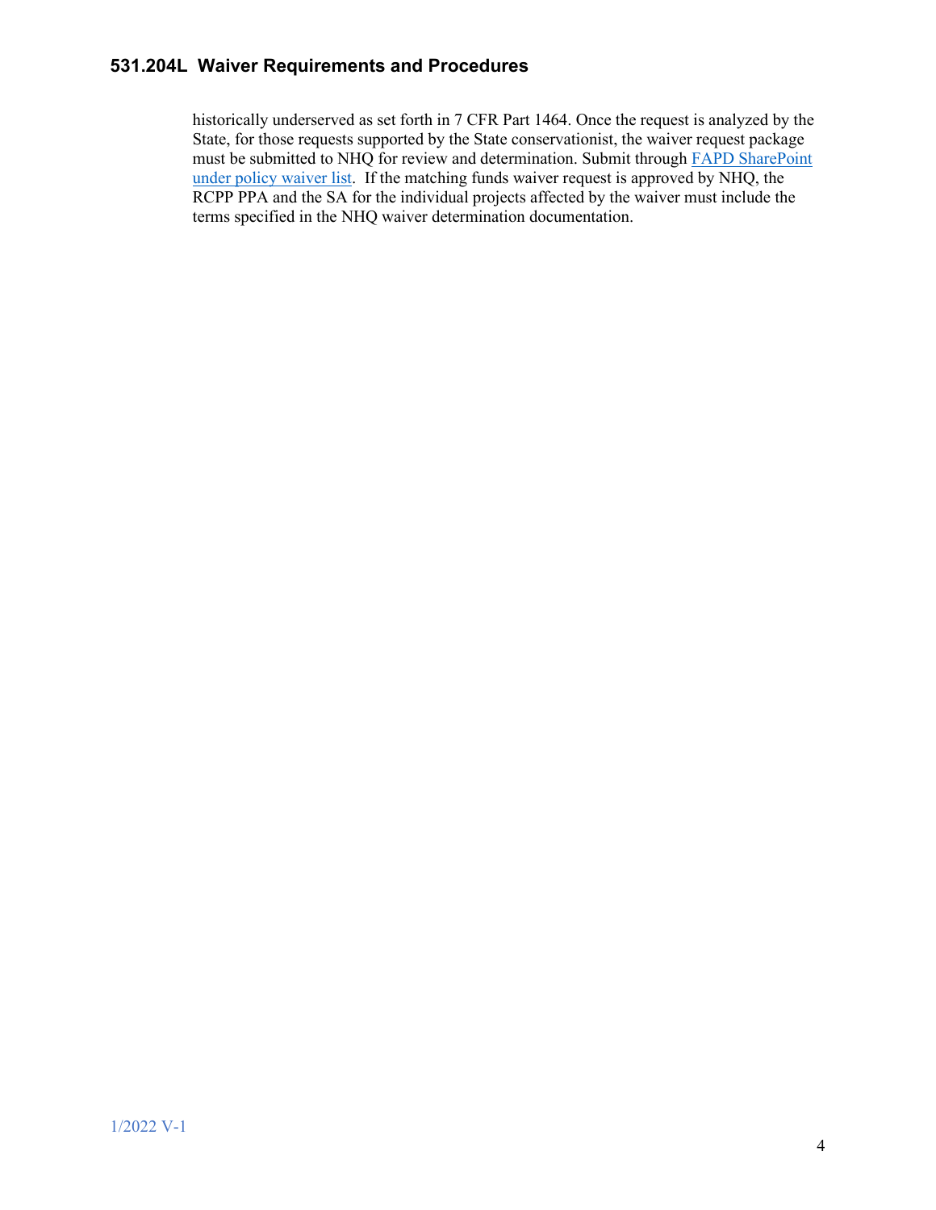historically underserved as set forth in 7 CFR Part 1464. Once the request is analyzed by the State, for those requests supported by the State conservationist, the waiver request package must be submitted to NHQ for review and determination. Submit through FAPD SharePoint under policy waiver list. If the matching funds waiver request is approved by NHQ, the RCPP PPA and the SA for the individual projects affected by the waiver must include the terms specified in the NHQ waiver determination documentation.